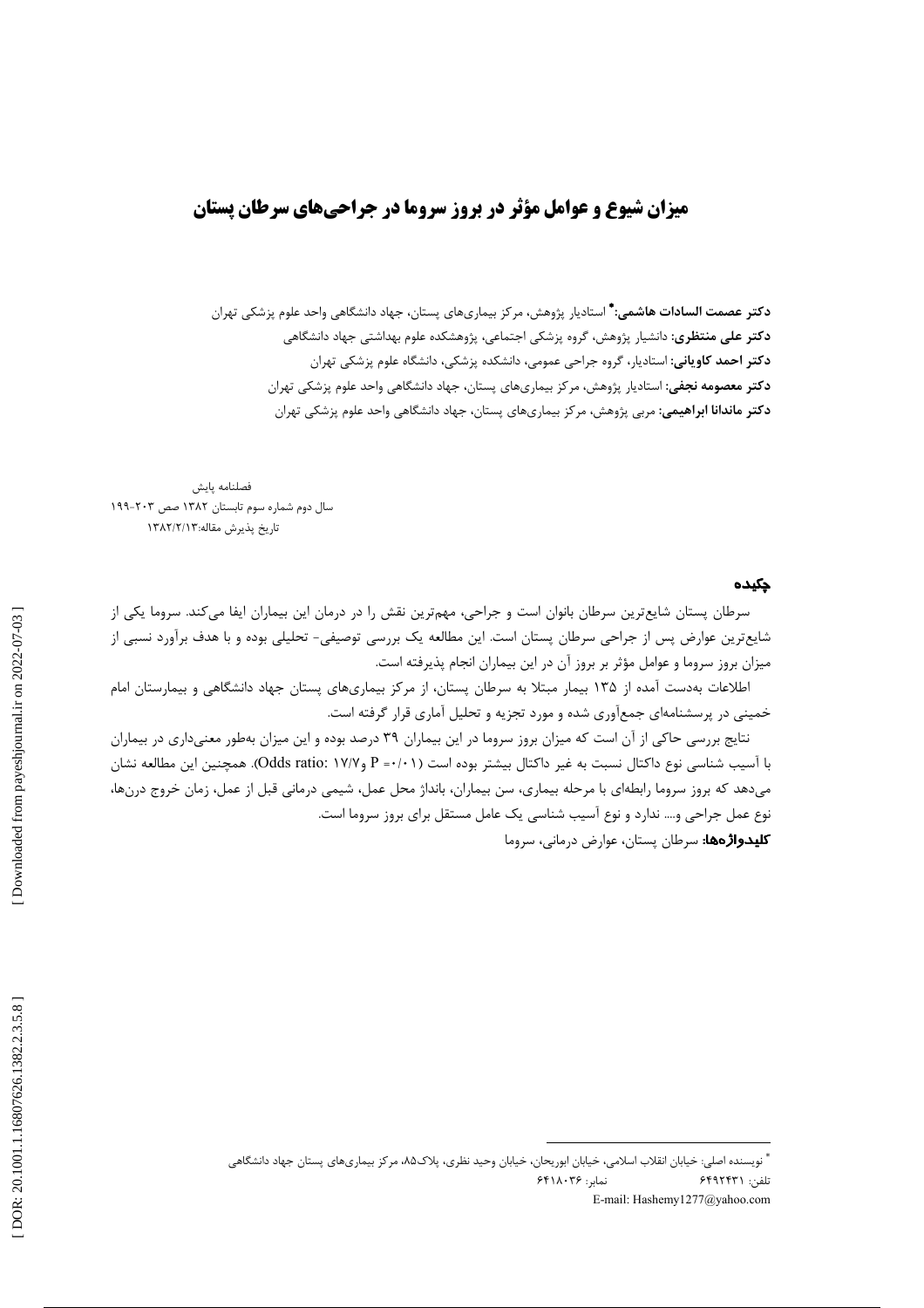# میزان شیوع و عوامل مؤثر در بروز سروما در جراحی‌های سرطان پستان

**دکتر عصمت السادات هاشمی:*** استادیار پژوهش، مرکز بیماری‌های پستان، جهاد دانشگاهی واحد علوم پزشکی تهران

**دکتر علی منتظری:** دانشیار پژوهش، گروه پزشکی اجتماعی، پژوهشکده علوم بهداشتی جهاد دانشگاهی

**دکتر احمد کاویانی:** استادیار، گروه جراحی عمومی، دانشکده پزشکی، دانشگاه علوم پزشکی تهران

**دکتر معصومه نجفی:** استادیار پژوهش، مرکز بیماری‌های پستان، جهاد دانشگاهی واحد علوم پزشکی تهران

**دکتر ماندانا ابراهیمی:** مربی پژوهش، مرکز بیماری‌های پستان، جهاد دانشگاهی واحد علوم پزشکی تهران

فصلنامه پایش

سال دوم شماره سوم تابستان ۱۳۸۲ صص ۲۰۳-۱۹۹

تاریخ پذیرش مقاله:۱۳۸۲/۲/۱۳

## چکیده

سرطان پستان شایع‌ترین سرطان بانوان است و جراحی، مهم‌ترین نقش را در درمان این بیماران ایفا می‌کند. سروما یکی از شایع‌ترین عوارض پس از جراحی سرطان پستان است. این مطالعه یک بررسی توصیفی- تحلیلی بوده و با هدف برآورد نسبی از میزان بروز سروما و عوامل مؤثر بر بروز آن در این بیماران انجام پذیرفته است.

اطلاعات به‌دست آمده از ۱۳۵ بیمار مبتلا به سرطان پستان، از مرکز بیماری‌های پستان جهاد دانشگاهی و بیمارستان امام خمینی در پرسشنامه‌ای جمع‌آوری شده و مورد تجزیه و تحلیل آماری قرار گرفته است.

نتایج بررسی حاکی از آن است که میزان بروز سروما در این بیماران ۳۹ درصد بوده و این میزان به‌طور معنی‌داری در بیماران با آسیب شناسی نوع داکتال نسبت به غیر داکتال بیشتر بوده است (P =۰/۰۱ و Odds ratio: ۱۷/۷). همچنین این مطالعه نشان می‌دهد که بروز سروما رابطه‌ای با مرحله بیماری، سن بیماران، بانداژ محل عمل، شیمی درمانی قبل از عمل، زمان خروج درن‌ها، نوع عمل جراحی و.... ندارد و نوع آسیب شناسی یک عامل مستقل برای بروز سروما است.

**کلیدواژه‌ها:** سرطان پستان، عوارض درمانی، سروما

---

* نویسنده اصلی: خیابان انقلاب اسلامی، خیابان ابوریحان، خیابان وحید نظری، پلاک۸۵، مرکز بیماری‌های پستان جهاد دانشگاهی

تلفن: ۶۴۹۲۴۳۱ نمابر: ۶۴۱۸۰۳۶

E-mail: Hashemy1277@yahoo.com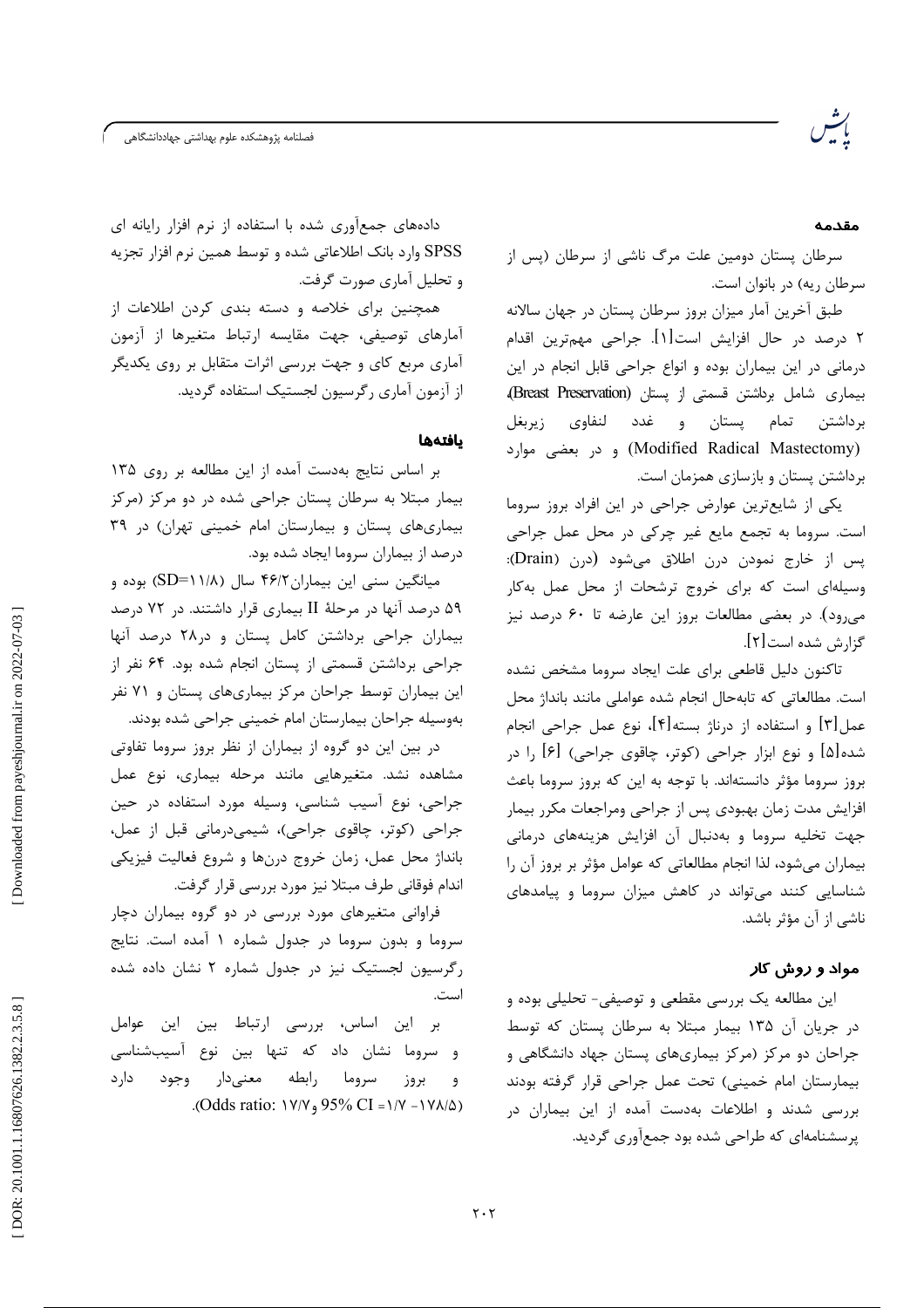## مقدمه

سرطان پستان دومین علت مرگ ناشی از سرطان (پس از سرطان ریه) در بانوان است.

طبق آخرین آمار میزان بروز سرطان پستان در جهان سالانه ۲ درصد در حال افزایش است[۱]. جراحی مهم‌ترین اقدام درمانی در این بیماران بوده و انواع جراحی قابل انجام در این بیماری شامل برداشتن قسمتی از پستان (Breast Preservation)، برداشتن تمام پستان و غدد لنفاوی زیربغل (Modified Radical Mastectomy) و در بعضی موارد برداشتن پستان و بازسازی همزمان است.

یکی از شایع‌ترین عوارض جراحی در این افراد بروز سروما است. سروما به تجمع مایع غیر چرکی در محل عمل جراحی پس از خارج نمودن درن اطلاق می‌شود (درن (Drain): وسیله‌ای است که برای خروج ترشحات از محل عمل به‌کار می‌رود). در بعضی مطالعات بروز این عارضه تا ۶۰ درصد نیز گزارش شده است[۲].

تاکنون دلیل قاطعی برای علت ایجاد سروما مشخص نشده است. مطالعاتی که تابه‌حال انجام شده عواملی مانند بانداژ محل عمل[۳] و استفاده از درناژ بسته[۴]، نوع عمل جراحی انجام شده[۵] و نوع ابزار جراحی (کوتر، چاقوی جراحی) [۶] را در بروز سروما مؤثر دانسته‌اند. با توجه به این که بروز سروما باعث افزایش مدت زمان بهبودی پس از جراحی ومراجعات مکرر بیمار جهت تخلیه سروما و به‌دنبال آن افزایش هزینه‌های درمانی بیماران می‌شود، لذا انجام مطالعاتی که عوامل مؤثر بر بروز آن را شناسایی کنند می‌تواند در کاهش میزان سروما و پیامدهای ناشی از آن مؤثر باشد.

## مواد و روش کار

این مطالعه یک بررسی مقطعی و توصیفی- تحلیلی بوده و در جریان آن ۱۳۵ بیمار مبتلا به سرطان پستان که توسط جراحان دو مرکز (مرکز بیماری‌های پستان جهاد دانشگاهی و بیمارستان امام خمینی) تحت عمل جراحی قرار گرفته بودند بررسی شدند و اطلاعات به‌دست آمده از این بیماران در پرسشنامه‌ای که طراحی شده بود جمع‌آوری گردید.

داده‌های جمع‌آوری شده با استفاده از نرم افزار رایانه ای SPSS وارد بانک اطلاعاتی شده و توسط همین نرم افزار تجزیه و تحلیل آماری صورت گرفت.

همچنین برای خلاصه و دسته بندی کردن اطلاعات از آمارهای توصیفی، جهت مقایسه ارتباط متغیرها از آزمون آماری مربع کای و جهت بررسی اثرات متقابل بر روی یکدیگر از آزمون آماری رگرسیون لجستیک استفاده گردید.

## یافته‌ها

بر اساس نتایج به‌دست آمده از این مطالعه بر روی ۱۳۵ بیمار مبتلا به سرطان پستان جراحی شده در دو مرکز (مرکز بیماری‌های پستان و بیمارستان امام خمینی تهران) در ۳۹ درصد از بیماران سروما ایجاد شده بود.

میانگین سنی این بیماران۴۶/۲ سال (SD=۱۱/۸) بوده و ۵۹ درصد آنها در مرحلهٔ II بیماری قرار داشتند. در ۷۲ درصد بیماران جراحی برداشتن کامل پستان و در۲۸ درصد آنها جراحی برداشتن قسمتی از پستان انجام شده بود. ۶۴ نفر از این بیماران توسط جراحان مرکز بیماری‌های پستان و ۷۱ نفر به‌وسیله جراحان بیمارستان امام خمینی جراحی شده بودند.

در بین این دو گروه از بیماران از نظر بروز سروما تفاوتی مشاهده نشد. متغیرهایی مانند مرحله بیماری، نوع عمل جراحی، نوع آسیب شناسی، وسیله مورد استفاده در حین جراحی (کوتر، چاقوی جراحی)، شیمی‌درمانی قبل از عمل، بانداژ محل عمل، زمان خروج درن‌ها و شروع فعالیت فیزیکی اندام فوقانی طرف مبتلا نیز مورد بررسی قرار گرفت.

فراوانی متغیرهای مورد بررسی در دو گروه بیماران دچار سروما و بدون سروما در جدول شماره ۱ آمده است. نتایج رگرسیون لجستیک نیز در جدول شماره ۲ نشان داده شده است.

بر این اساس، بررسی ارتباط بین این عوامل و سروما نشان داد که تنها بین نوع آسیب‌شناسی و بروز سروما رابطه معنی‌دار وجود دارد (Odds ratio: ۱۷/۷ و95% CI =۱/۷ -۱۷۸/۵).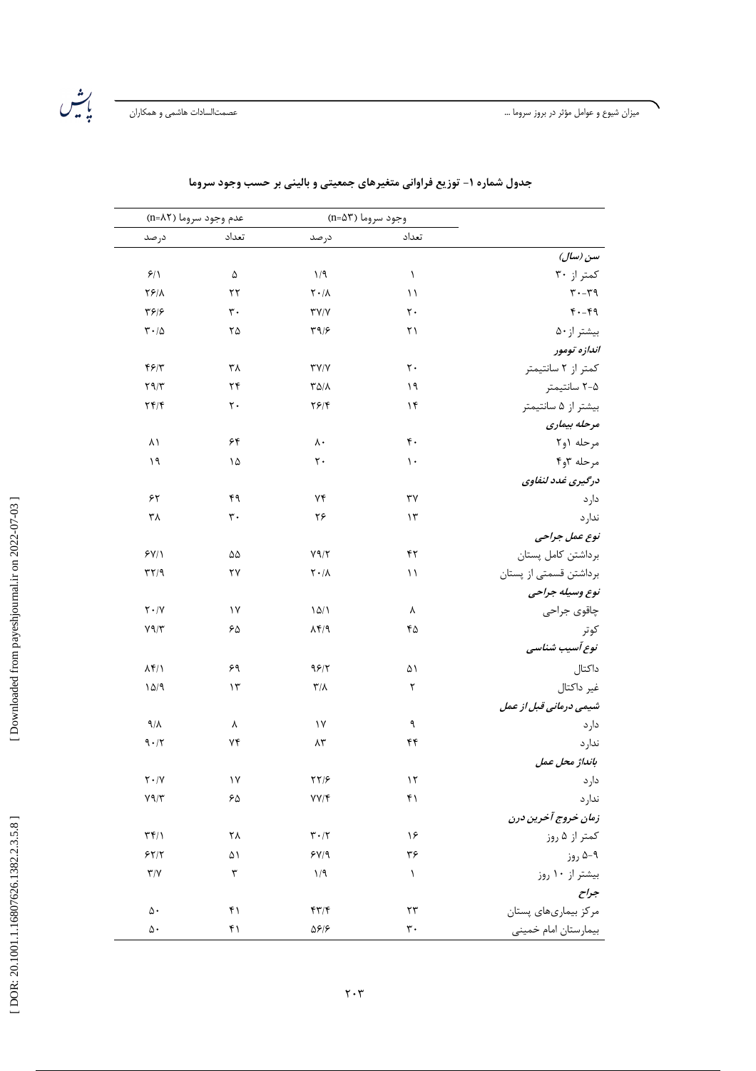**جدول شماره ۱- توزیع فراوانی متغیرهای جمعیتی و بالینی بر حسب وجود سروما**

| | وجود سروما (n=۵۳) | | عدم وجود سروما (n=۸۲) | |
|---|---|---|---|---|
| | تعداد | درصد | تعداد | درصد |
| ***سن (سال)*** | | | | |
| کمتر از ۳۰ | ۱ | ۱/۹ | ۵ | ۶/۱ |
| ۳۹-۳۰ | ۱۱ | ۲۰/۸ | ۲۲ | ۲۶/۸ |
| ۴۹-۴۰ | ۲۰ | ۳۷/۷ | ۳۰ | ۳۶/۶ |
| بیشتر از ۵۰ | ۲۱ | ۳۹/۶ | ۲۵ | ۳۰/۵ |
| ***اندازه تومور*** | | | | |
| کمتر از ۲ سانتیمتر | ۲۰ | ۳۷/۷ | ۳۸ | ۴۶/۳ |
| ۵-۲ سانتیمتر | ۱۹ | ۳۵/۸ | ۲۴ | ۲۹/۳ |
| بیشتر از ۵ سانتیمتر | ۱۴ | ۲۶/۴ | ۲۰ | ۲۴/۴ |
| ***مرحله بیماری*** | | | | |
| مرحله ۱و۲ | ۴۰ | ۸۰ | ۶۴ | ۸۱ |
| مرحله ۳و۴ | ۱۰ | ۲۰ | ۱۵ | ۱۹ |
| ***درگیری غدد لنفاوی*** | | | | |
| دارد | ۳۷ | ۷۴ | ۴۹ | ۶۲ |
| ندارد | ۱۳ | ۲۶ | ۳۰ | ۳۸ |
| ***نوع عمل جراحی*** | | | | |
| برداشتن کامل پستان | ۴۲ | ۷۹/۲ | ۵۵ | ۶۷/۱ |
| برداشتن قسمتی از پستان | ۱۱ | ۲۰/۸ | ۲۷ | ۳۲/۹ |
| ***نوع وسیله جراحی*** | | | | |
| چاقوی جراحی | ۸ | ۱۵/۱ | ۱۷ | ۲۰/۷ |
| کوتر | ۴۵ | ۸۴/۹ | ۶۵ | ۷۹/۳ |
| ***نوع آسیب شناسی*** | | | | |
| داکتال | ۵۱ | ۹۶/۲ | ۶۹ | ۸۴/۱ |
| غیر داکتال | ۲ | ۳/۸ | ۱۳ | ۱۵/۹ |
| ***شیمی درمانی قبل از عمل*** | | | | |
| دارد | ۹ | ۱۷ | ۸ | ۹/۸ |
| ندارد | ۴۴ | ۸۳ | ۷۴ | ۹۰/۲ |
| ***بانداژ محل عمل*** | | | | |
| دارد | ۱۲ | ۲۲/۶ | ۱۷ | ۲۰/۷ |
| ندارد | ۴۱ | ۷۷/۴ | ۶۵ | ۷۹/۳ |
| ***زمان خروج آخرین درن*** | | | | |
| کمتر از ۵ روز | ۱۶ | ۳۰/۲ | ۲۸ | ۳۴/۱ |
| ۹-۵ روز | ۳۶ | ۶۷/۹ | ۵۱ | ۶۲/۲ |
| بیشتر از ۱۰ روز | ۱ | ۱/۹ | ۳ | ۳/۷ |
| ***جراح*** | | | | |
| مرکز بیماری‌های پستان | ۲۳ | ۴۳/۴ | ۴۱ | ۵۰ |
| بیمارستان امام خمینی | ۳۰ | ۵۶/۶ | ۴۱ | ۵۰ |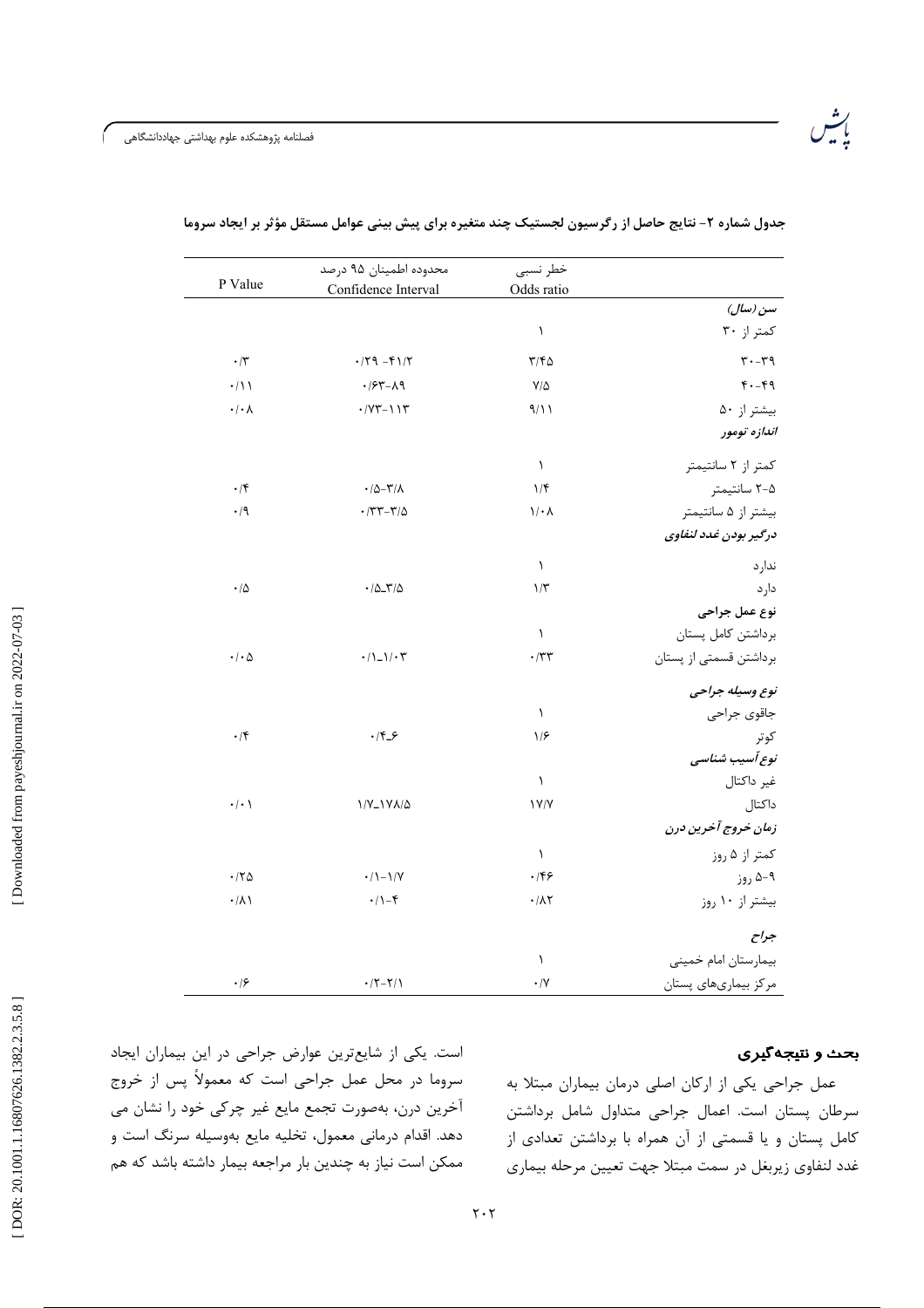**جدول شماره ۲- نتایج حاصل از رگرسیون لجستیک چند متغیره برای پیش بینی عوامل مستقل مؤثر بر ایجاد سروما**

| | خطر نسبی Odds ratio | محدوده اطمینان ۹۵ درصد Confidence Interval | P Value |
|---|---|---|---|
| ***سن (سال)*** | | | |
| کمتر از ۳۰ | ۱ | | |
| ۳۹-۳۰ | ۳/۴۵ | ۰/۲۹ -۴۱/۲ | ۰/۳ |
| ۴۹-۴۰ | ۷/۵ | ۰/۶۳-۸۹ | ۰/۱۱ |
| بیشتر از ۵۰ | ۹/۱۱ | ۰/۷۳-۱۱۳ | ۰/۰۸ |
| ***اندازه تومور*** | | | |
| کمتر از ۲ سانتیمتر | ۱ | | |
| ۵-۲ سانتیمتر | ۱/۴ | ۰/۵-۳/۸ | ۰/۴ |
| بیشتر از ۵ سانتیمتر | ۱/۰۸ | ۰/۳۳-۳/۵ | ۰/۹ |
| ***درگیر بودن غدد لنفاوی*** | | | |
| ندارد | ۱ | | |
| دارد | ۱/۳ | ۰/۵_۳/۵ | ۰/۵ |
| **نوع عمل جراحی** | | | |
| برداشتن کامل پستان | ۱ | | |
| برداشتن قسمتی از پستان | ۰/۳۳ | ۰/۱_۱/۰۳ | ۰/۰۵ |
| ***نوع وسیله جراحی*** | | | |
| چاقوی جراحی | ۱ | | |
| کوتر | ۱/۶ | ۰/۴_۶ | ۰/۴ |
| ***نوع آسیب شناسی*** | | | |
| غیر داکتال | ۱ | | |
| داکتال | ۱۷/۷ | ۱/۷_۱۷۸/۵ | ۰/۰۱ |
| ***زمان خروج آخرین درن*** | | | |
| کمتر از ۵ روز | ۱ | | |
| ۹-۵ روز | ۰/۴۶ | ۰/۱-۱/۷ | ۰/۲۵ |
| بیشتر از ۱۰ روز | ۰/۸۲ | ۰/۱-۴ | ۰/۸۱ |
| ***جراح*** | | | |
| بیمارستان امام خمینی | ۱ | | |
| مرکز بیماری‌های پستان | ۰/۷ | ۰/۲-۲/۱ | ۰/۶ |

## بحث و نتیجه‌گیری

عمل جراحی یکی از ارکان اصلی درمان بیماران مبتلا به سرطان پستان است. اعمال جراحی متداول شامل برداشتن کامل پستان و یا قسمتی از آن همراه با برداشتن تعدادی از غدد لنفاوی زیربغل در سمت مبتلا جهت تعیین مرحله بیماری است. یکی از شایع‌ترین عوارض جراحی در این بیماران ایجاد سروما در محل عمل جراحی است که معمولاً پس از خروج آخرین درن، به‌صورت تجمع مایع غیر چرکی خود را نشان می دهد. اقدام درمانی معمول، تخلیه مایع به‌وسیله سرنگ است و ممکن است نیاز به چندین بار مراجعه بیمار داشته باشد که هم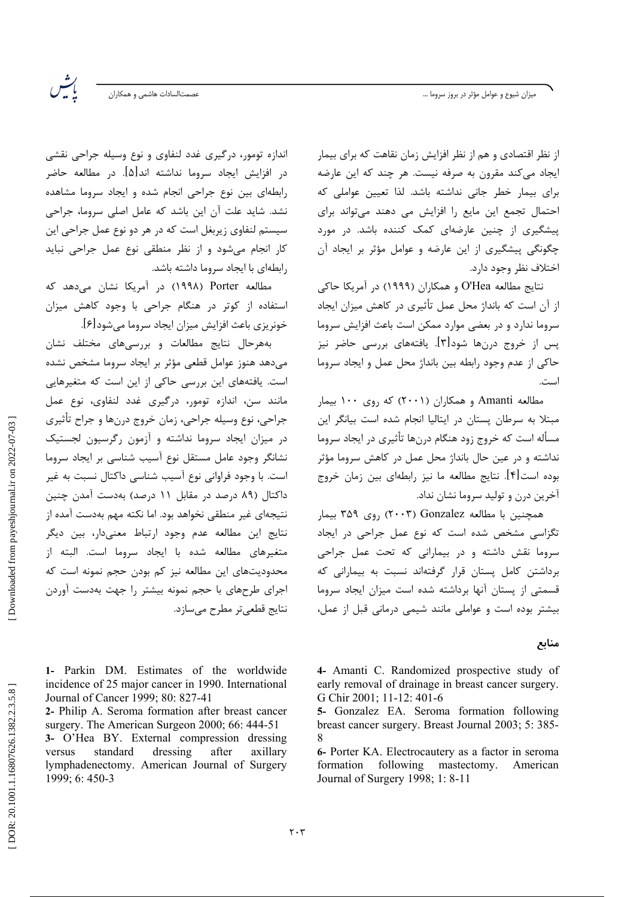از نظر اقتصادی و هم از نظر افزایش زمان نقاهت که برای بیمار ایجاد می‌کند مقرون به صرفه نیست. هر چند که این عارضه برای بیمار خطر جانی نداشته باشد. لذا تعیین عواملی که احتمال تجمع این مایع را افزایش می دهند می‌تواند برای پیشگیری از چنین عارضه‌ای کمک کننده باشد. در مورد چگونگی پیشگیری از این عارضه و عوامل مؤثر بر ایجاد آن اختلاف نظر وجود دارد.

نتایج مطالعه O'Hea و همکاران (۱۹۹۹) در آمریکا حاکی از آن است که بانداژ محل عمل تأثیری در کاهش میزان ایجاد سروما ندارد و در بعضی موارد ممکن است باعث افزایش سروما پس از خروج درن‌ها شود[۳]. یافته‌های بررسی حاضر نیز حاکی از عدم وجود رابطه بین بانداژ محل عمل و ایجاد سروما است.

مطالعه Amanti و همکاران (۲۰۰۱) که روی ۱۰۰ بیمار مبتلا به سرطان پستان در ایتالیا انجام شده است بیانگر این مسأله است که خروج زود هنگام درن‌ها تأثیری در ایجاد سروما نداشته و در عین حال بانداژ محل عمل در کاهش سروما مؤثر بوده است[۴]. نتایج مطالعه ما نیز رابطه‌ای بین زمان خروج آخرین درن و تولید سروما نشان نداد.

همچنین با مطالعه Gonzalez (۲۰۰۳) روی ۳۵۹ بیمار تگزاسی مشخص شده است که نوع عمل جراحی در ایجاد سروما نقش داشته و در بیمارانی که تحت عمل جراحی برداشتن کامل پستان قرار گرفته‌اند نسبت به بیمارانی که قسمتی از پستان آنها برداشته شده است میزان ایجاد سروما بیشتر بوده است و عواملی مانند شیمی درمانی قبل از عمل، اندازه تومور، درگیری غدد لنفاوی و نوع وسیله جراحی نقشی در افزایش ایجاد سروما نداشته اند[۵]. در مطالعه حاضر رابطه‌ای بین نوع جراحی انجام شده و ایجاد سروما مشاهده نشد. شاید علت آن این باشد که عامل اصلی سروما، جراحی سیستم لنفاوی زیربغل است که در هر دو نوع عمل جراحی این کار انجام می‌شود و از نظر منطقی نوع عمل جراحی نباید رابطه‌ای با ایجاد سروما داشته باشد.

مطالعه Porter (۱۹۹۸) در آمریکا نشان می‌دهد که استفاده از کوتر در هنگام جراحی با وجود کاهش میزان خونریزی باعث افزایش میزان ایجاد سروما می‌شود[۶].

به‌هرحال نتایج مطالعات و بررسی‌های مختلف نشان می‌دهد هنوز عوامل قطعی مؤثر بر ایجاد سروما مشخص نشده است. یافته‌های این بررسی حاکی از این است که متغیرهایی مانند سن، اندازه تومور، درگیری غدد لنفاوی، نوع عمل جراحی، نوع وسیله جراحی، زمان خروج درن‌ها و جراح تأثیری در میزان ایجاد سروما نداشته و آزمون رگرسیون لجستیک نشانگر وجود عامل مستقل نوع آسیب شناسی بر ایجاد سروما است. با وجود فراوانی نوع آسیب شناسی داکتال نسبت به غیر داکتال (۸۹ درصد در مقابل ۱۱ درصد) به‌دست آمدن چنین نتیجه‌ای غیر منطقی نخواهد بود. اما نکته مهم به‌دست آمده از نتایج این مطالعه عدم وجود ارتباط معنی‌دار، بین دیگر متغیرهای مطالعه شده با ایجاد سروما است. البته از محدودیت‌های این مطالعه نیز کم بودن حجم نمونه است که اجرای طرح‌های با حجم نمونه بیشتر را جهت به‌دست آوردن نتایج قطعی‌تر مطرح می‌سازد.

## منابع

1- Parkin DM. Estimates of the worldwide incidence of 25 major cancer in 1990. International Journal of Cancer 1999; 80: 827-41

2- Philip A. Seroma formation after breast cancer surgery. The American Surgeon 2000; 66: 444-51

3- O'Hea BY. External compression dressing versus standard dressing after axillary lymphadenectomy. American Journal of Surgery 1999; 6: 450-3

4- Amanti C. Randomized prospective study of early removal of drainage in breast cancer surgery. G Chir 2001; 11-12: 401-6

5- Gonzalez EA. Seroma formation following breast cancer surgery. Breast Journal 2003; 5: 385-8

6- Porter KA. Electrocautery as a factor in seroma formation following mastectomy. American Journal of Surgery 1998; 1: 8-11